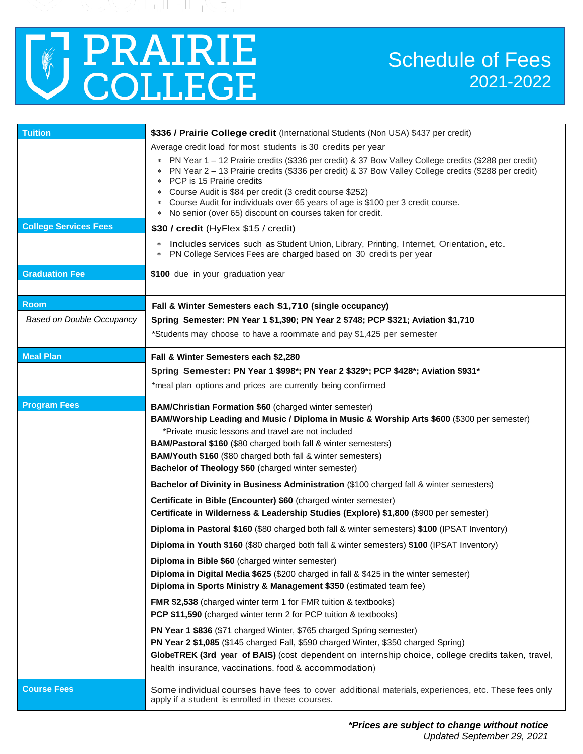# PRAIRIE COLLEGE

## Schedule of Fees 2021-2022

| | |
|---|---|
| **Tuition** | **$336 / Prairie College credit** (International Students (Non USA) $437 per credit)<br>Average credit load for most students is 30 credits per year<br>* PN Year 1 – 12 Prairie credits ($336 per credit) & 37 Bow Valley College credits ($288 per credit)<br>* PN Year 2 – 13 Prairie credits ($336 per credit) & 37 Bow Valley College credits ($288 per credit)<br>* PCP is 15 Prairie credits<br>* Course Audit is $84 per credit (3 credit course $252)<br>* Course Audit for individuals over 65 years of age is $100 per 3 credit course.<br>* No senior (over 65) discount on courses taken for credit. |
| **College Services Fees** | **$30 / credit** (HyFlex $15 / credit)<br>* Includes services such as Student Union, Library, Printing, Internet, Orientation, etc.<br>* PN College Services Fees are charged based on 30 credits per year |
| **Graduation Fee** | **$100** due in your graduation year |
| **Room**<br>*Based on Double Occupancy* | **Fall & Winter Semesters each $1,710 (single occupancy)**<br>**Spring Semester: PN Year 1 $1,390; PN Year 2 $748; PCP $321; Aviation $1,710**<br>*Students may choose to have a roommate and pay $1,425 per semester |
| **Meal Plan** | **Fall & Winter Semesters each $2,280**<br>**Spring Semester: PN Year 1 $998*; PN Year 2 $329*; PCP $428*; Aviation $931***<br>*meal plan options and prices are currently being confirmed |
| **Program Fees** | **BAM/Christian Formation $60** (charged winter semester)<br>**BAM/Worship Leading and Music / Diploma in Music & Worship Arts $600** ($300 per semester)<br>*Private music lessons and travel are not included<br>**BAM/Pastoral $160** ($80 charged both fall & winter semesters)<br>**BAM/Youth $160** ($80 charged both fall & winter semesters)<br>**Bachelor of Theology $60** (charged winter semester)<br>**Bachelor of Divinity in Business Administration** ($100 charged fall & winter semesters)<br>**Certificate in Bible (Encounter) $60** (charged winter semester)<br>**Certificate in Wilderness & Leadership Studies (Explore) $1,800** ($900 per semester)<br>**Diploma in Pastoral $160** ($80 charged both fall & winter semesters) **$100** (IPSAT Inventory)<br>**Diploma in Youth $160** ($80 charged both fall & winter semesters) **$100** (IPSAT Inventory)<br>**Diploma in Bible $60** (charged winter semester)<br>**Diploma in Digital Media $625** ($200 charged in fall & $425 in the winter semester)<br>**Diploma in Sports Ministry & Management $350** (estimated team fee)<br>**FMR $2,538** (charged winter term 1 for FMR tuition & textbooks)<br>**PCP $11,590** (charged winter term 2 for PCP tuition & textbooks)<br>**PN Year 1 $836** ($71 charged Winter, $765 charged Spring semester)<br>**PN Year 2 $1,085** ($145 charged Fall, $590 charged Winter, $350 charged Spring)<br>**GlobeTREK (3rd year of BAIS)** (cost dependent on internship choice, college credits taken, travel, health insurance, vaccinations. food & accommodation) |
| **Course Fees** | Some individual courses have fees to cover additional materials, experiences, etc. These fees only apply if a student is enrolled in these courses. |

***Prices are subject to change without notice***

*Updated September 29, 2021*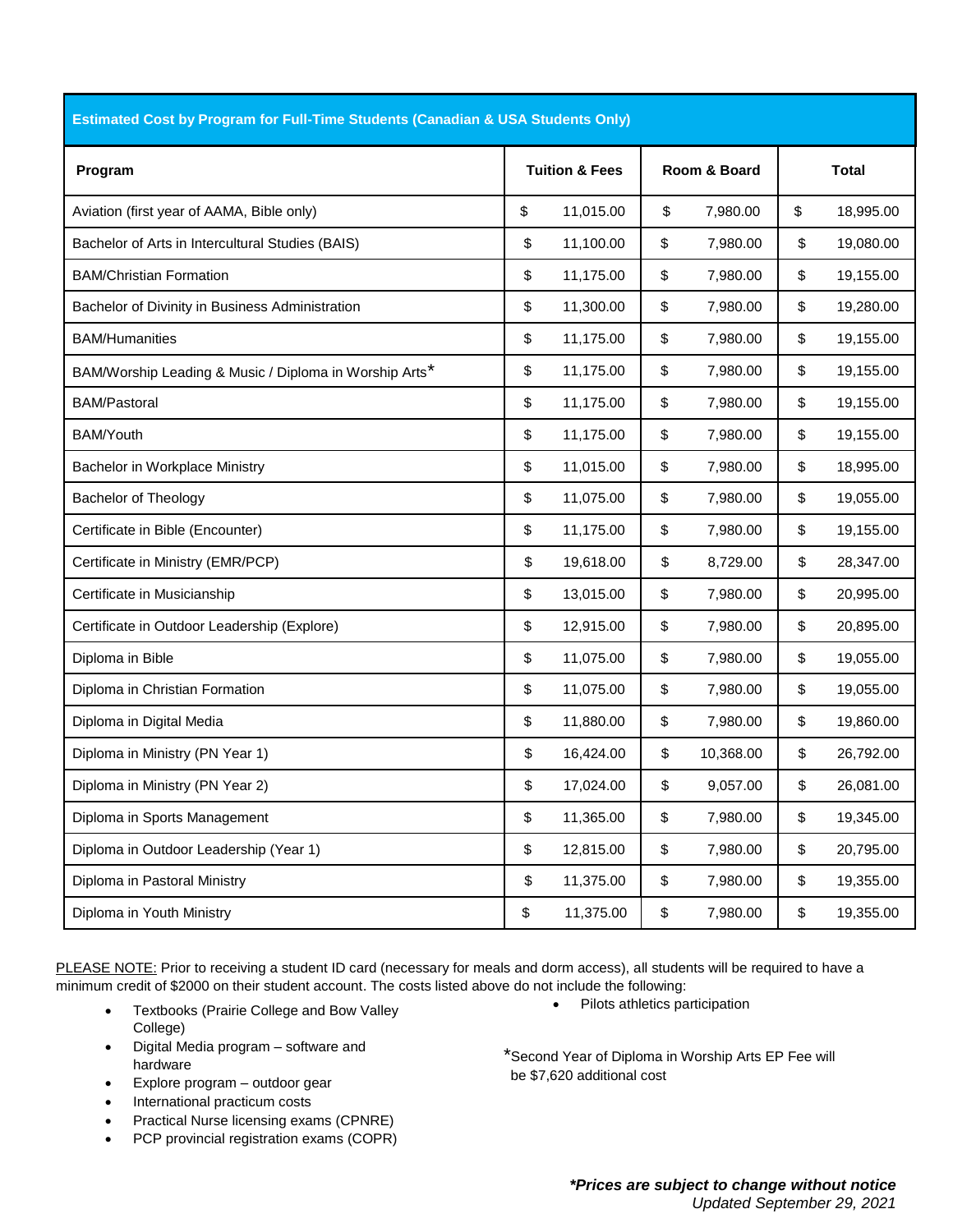| Estimated Cost by Program for Full-Time Students (Canadian & USA Students Only) | | | |
|---|---|---|---|
| **Program** | **Tuition & Fees** | **Room & Board** | **Total** |
| Aviation (first year of AAMA, Bible only) | $ 11,015.00 | $ 7,980.00 | $ 18,995.00 |
| Bachelor of Arts in Intercultural Studies (BAIS) | $ 11,100.00 | $ 7,980.00 | $ 19,080.00 |
| BAM/Christian Formation | $ 11,175.00 | $ 7,980.00 | $ 19,155.00 |
| Bachelor of Divinity in Business Administration | $ 11,300.00 | $ 7,980.00 | $ 19,280.00 |
| BAM/Humanities | $ 11,175.00 | $ 7,980.00 | $ 19,155.00 |
| BAM/Worship Leading & Music / Diploma in Worship Arts* | $ 11,175.00 | $ 7,980.00 | $ 19,155.00 |
| BAM/Pastoral | $ 11,175.00 | $ 7,980.00 | $ 19,155.00 |
| BAM/Youth | $ 11,175.00 | $ 7,980.00 | $ 19,155.00 |
| Bachelor in Workplace Ministry | $ 11,015.00 | $ 7,980.00 | $ 18,995.00 |
| Bachelor of Theology | $ 11,075.00 | $ 7,980.00 | $ 19,055.00 |
| Certificate in Bible (Encounter) | $ 11,175.00 | $ 7,980.00 | $ 19,155.00 |
| Certificate in Ministry (EMR/PCP) | $ 19,618.00 | $ 8,729.00 | $ 28,347.00 |
| Certificate in Musicianship | $ 13,015.00 | $ 7,980.00 | $ 20,995.00 |
| Certificate in Outdoor Leadership (Explore) | $ 12,915.00 | $ 7,980.00 | $ 20,895.00 |
| Diploma in Bible | $ 11,075.00 | $ 7,980.00 | $ 19,055.00 |
| Diploma in Christian Formation | $ 11,075.00 | $ 7,980.00 | $ 19,055.00 |
| Diploma in Digital Media | $ 11,880.00 | $ 7,980.00 | $ 19,860.00 |
| Diploma in Ministry (PN Year 1) | $ 16,424.00 | $ 10,368.00 | $ 26,792.00 |
| Diploma in Ministry (PN Year 2) | $ 17,024.00 | $ 9,057.00 | $ 26,081.00 |
| Diploma in Sports Management | $ 11,365.00 | $ 7,980.00 | $ 19,345.00 |
| Diploma in Outdoor Leadership (Year 1) | $ 12,815.00 | $ 7,980.00 | $ 20,795.00 |
| Diploma in Pastoral Ministry | $ 11,375.00 | $ 7,980.00 | $ 19,355.00 |
| Diploma in Youth Ministry | $ 11,375.00 | $ 7,980.00 | $ 19,355.00 |

PLEASE NOTE: Prior to receiving a student ID card (necessary for meals and dorm access), all students will be required to have a minimum credit of $2000 on their student account. The costs listed above do not include the following:

- Textbooks (Prairie College and Bow Valley College)
- Digital Media program – software and hardware
- Explore program – outdoor gear
- International practicum costs
- Practical Nurse licensing exams (CPNRE)
- PCP provincial registration exams (COPR)
- Pilots athletics participation

*Second Year of Diploma in Worship Arts EP Fee will be $7,620 additional cost

***Prices are subject to change without notice***

*Updated September 29, 2021*